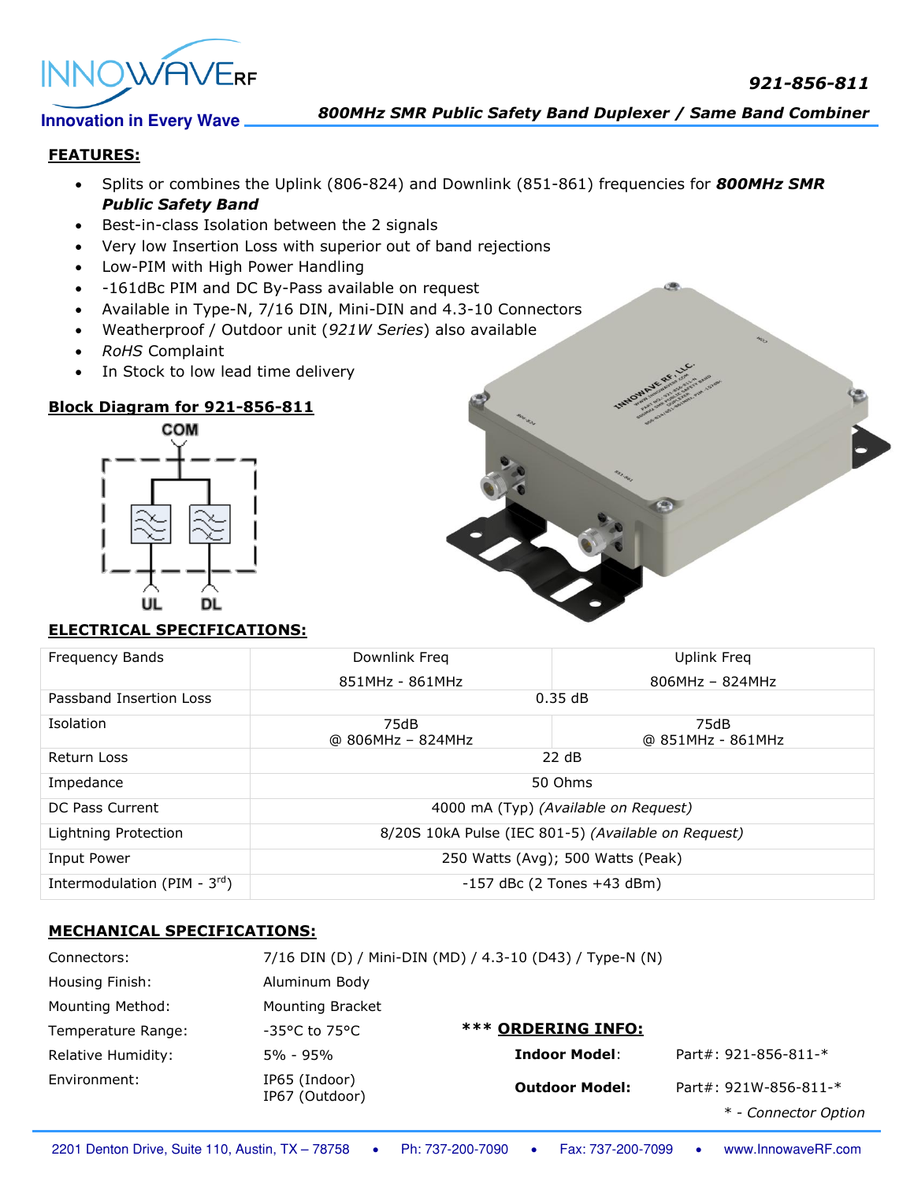# 921-856-811

## 800MHz SMR Public Safety Band Duplexer / Same Band Combiner

Innovation in Every Wave

### FEATURES:

- Splits or combines the Uplink (806-824) and Downlink (851-861) frequencies for ***800MHz SMR Public Safety Band***
- Best-in-class Isolation between the 2 signals
- Very low Insertion Loss with superior out of band rejections
- Low-PIM with High Power Handling
- -161dBc PIM and DC By-Pass available on request
- Available in Type-N, 7/16 DIN, Mini-DIN and 4.3-10 Connectors
- Weatherproof / Outdoor unit (*921W Series*) also available
- *RoHS* Complaint
- In Stock to low lead time delivery

### Block Diagram for 921-856-811

COM

UL DL

### ELECTRICAL SPECIFICATIONS:

| Frequency Bands | Downlink Freq 851MHz - 861MHz | Uplink Freq 806MHz – 824MHz |
|---|---|---|
| Passband Insertion Loss | 0.35 dB | |
| Isolation | 75dB @ 806MHz – 824MHz | 75dB @ 851MHz - 861MHz |
| Return Loss | 22 dB | |
| Impedance | 50 Ohms | |
| DC Pass Current | 4000 mA (Typ) *(Available on Request)* | |
| Lightning Protection | 8/20S 10kA Pulse (IEC 801-5) *(Available on Request)* | |
| Input Power | 250 Watts (Avg); 500 Watts (Peak) | |
| Intermodulation (PIM - 3$^{rd}$) | -157 dBc (2 Tones +43 dBm) | |

### MECHANICAL SPECIFICATIONS:

| | |
|---|---|
| Connectors: | 7/16 DIN (D) / Mini-DIN (MD) / 4.3-10 (D43) / Type-N (N) |
| Housing Finish: | Aluminum Body |
| Mounting Method: | Mounting Bracket |
| Temperature Range: | -35°C to 75°C |
| Relative Humidity: | 5% - 95% |
| Environment: | IP65 (Indoor) IP67 (Outdoor) |

### *** ORDERING INFO:

| | |
|---|---|
| **Indoor Model**: | Part#: 921-856-811-* |
| **Outdoor Model:** | Part#: 921W-856-811-* |

*\* - Connector Option*

2201 Denton Drive, Suite 110, Austin, TX – 78758 • Ph: 737-200-7090 • Fax: 737-200-7099 • www.InnowaveRF.com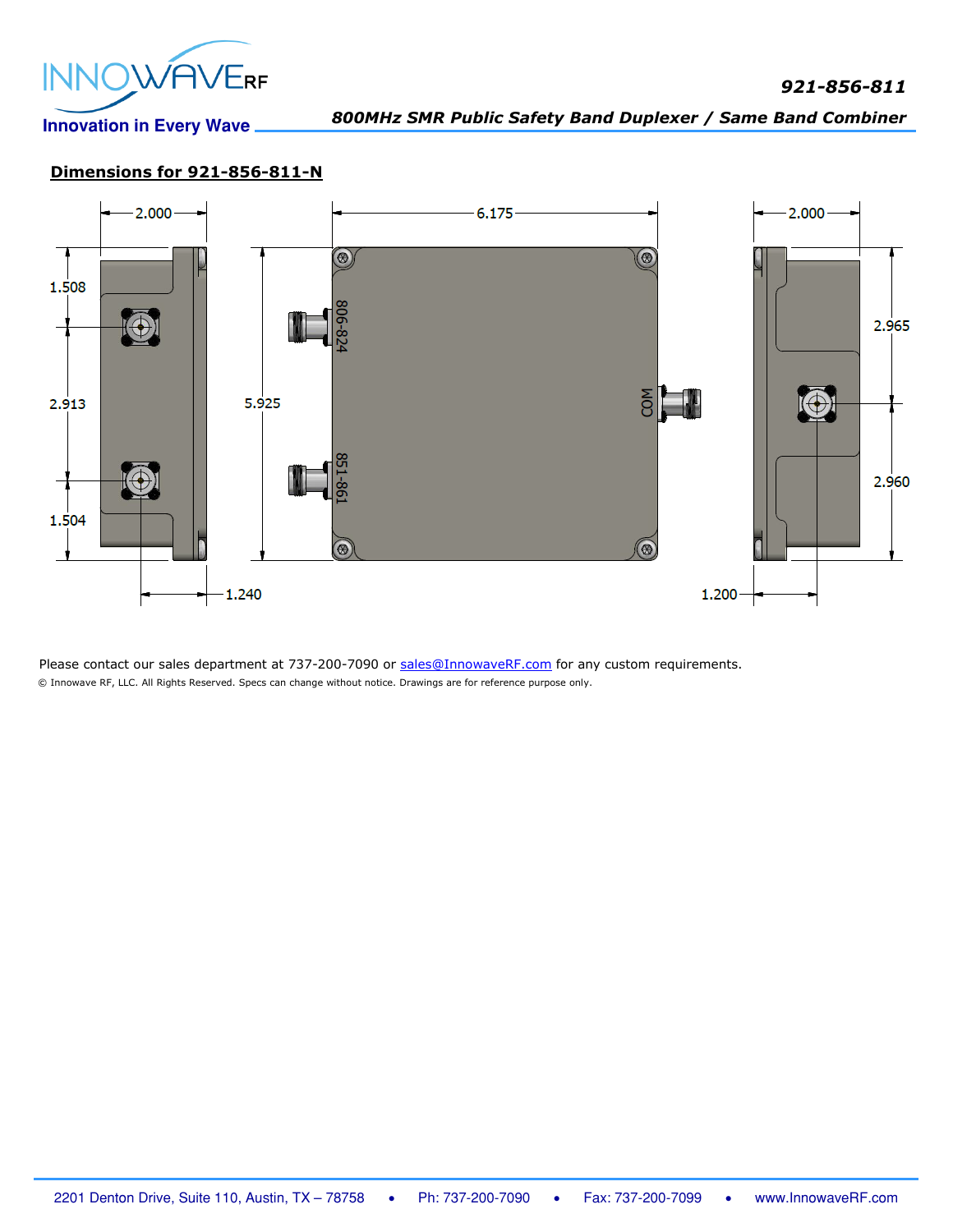## Dimensions for 921-856-811-N

2.000
6.175
2.000
1.508
2.913
1.504
5.925
806-824
851-861
COM
2.965
2.960
1.240
1.200

Please contact our sales department at 737-200-7090 or sales@InnowaveRF.com for any custom requirements.

© Innowave RF, LLC. All Rights Reserved. Specs can change without notice. Drawings are for reference purpose only.